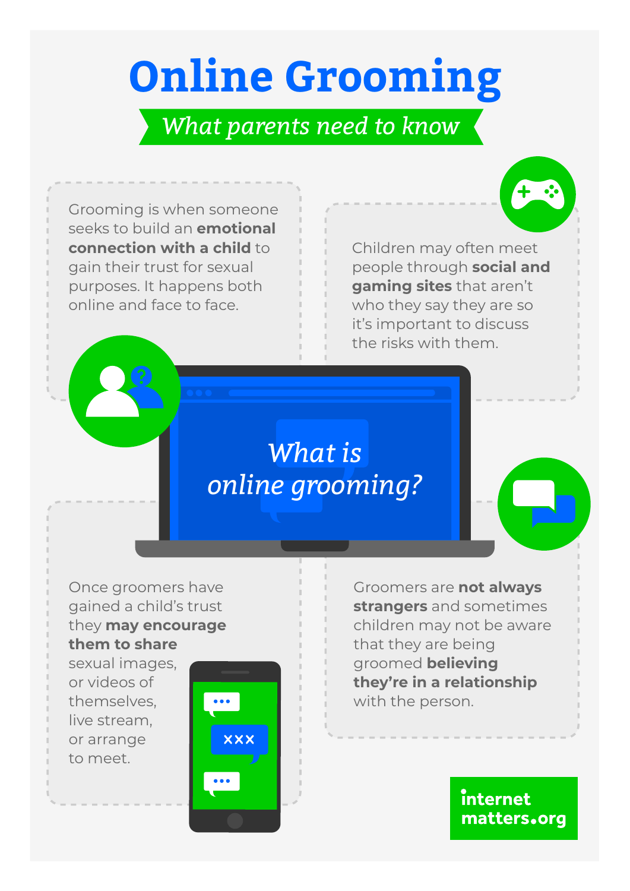# Online Grooming

*What parents need to know*

Grooming is when someone seeks to build an **emotional connection with a child** to gain their trust for sexual purposes. It happens both online and face to face.

Children may often meet people through **social and gaming sites** that aren't who they say they are so it's important to discuss the risks with them.

## *What is online grooming?*

Once groomers have gained a child's trust they **may encourage them to share** sexual images, or videos of themselves, live stream, or arrange to meet.

Groomers are **not always strangers** and sometimes children may not be aware that they are being groomed **believing they're in a relationship** with the person.

internet matters.org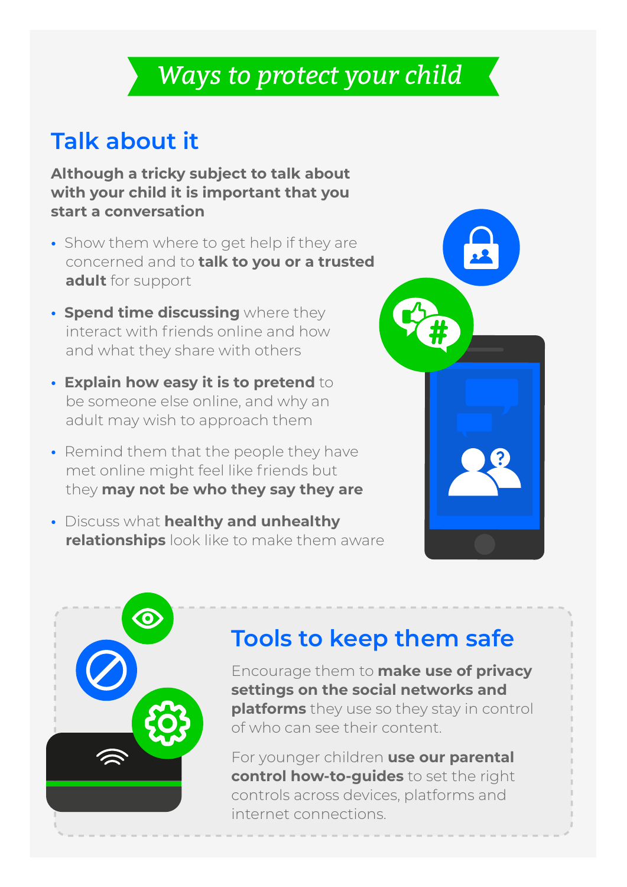# *Ways to protect your child*

## Talk about it

**Although a tricky subject to talk about with your child it is important that you start a conversation**

- Show them where to get help if they are concerned and to **talk to you or a trusted adult** for support
- **Spend time discussing** where they interact with friends online and how and what they share with others
- **Explain how easy it is to pretend** to be someone else online, and why an adult may wish to approach them
- Remind them that the people they have met online might feel like friends but they **may not be who they say they are**
- Discuss what **healthy and unhealthy relationships** look like to make them aware

## Tools to keep them safe

Encourage them to **make use of privacy settings on the social networks and platforms** they use so they stay in control of who can see their content.

For younger children **use our parental control how-to-guides** to set the right controls across devices, platforms and internet connections.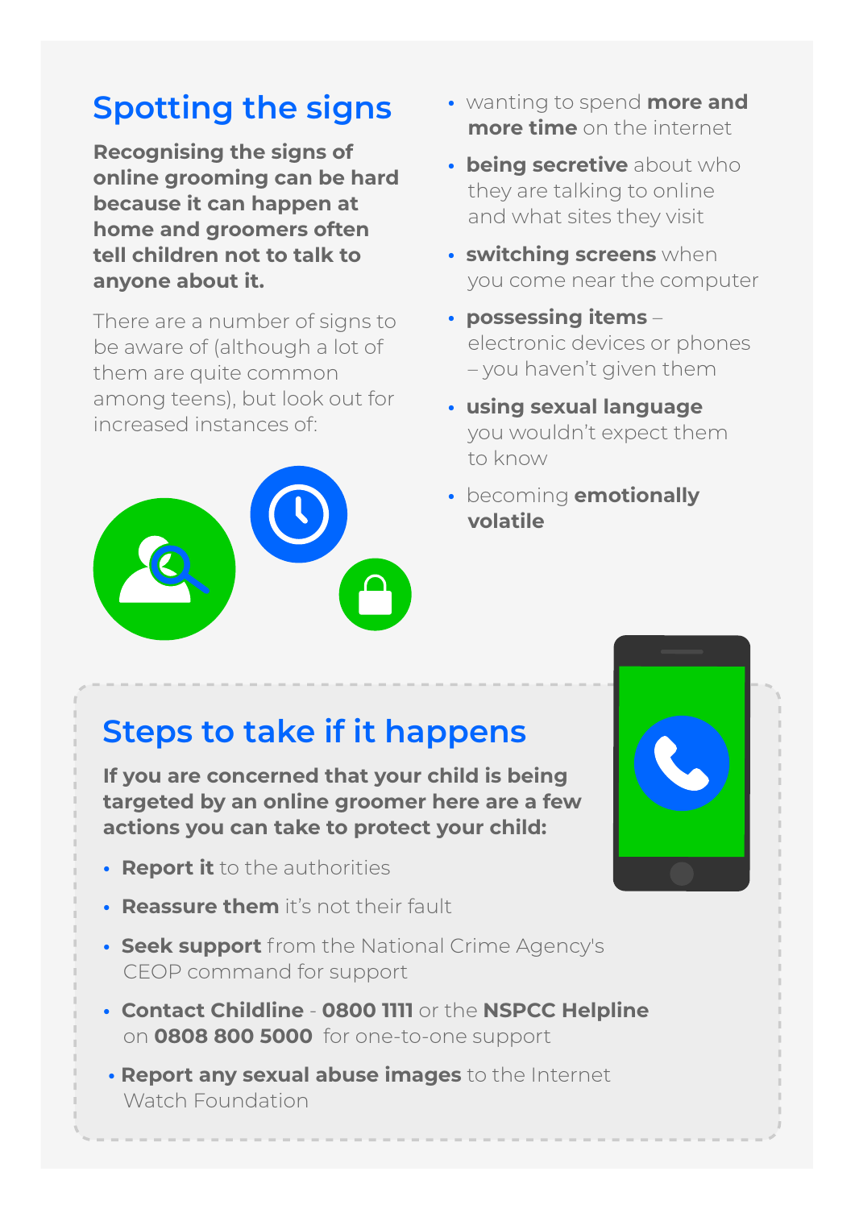## Spotting the signs

**Recognising the signs of online grooming can be hard because it can happen at home and groomers often tell children not to talk to anyone about it.**

There are a number of signs to be aware of (although a lot of them are quite common among teens), but look out for increased instances of:

- wanting to spend **more and more time** on the internet
- **being secretive** about who they are talking to online and what sites they visit
- **switching screens** when you come near the computer
- **possessing items** – electronic devices or phones – you haven't given them
- **using sexual language** you wouldn't expect them to know
- becoming **emotionally volatile**

## Steps to take if it happens

**If you are concerned that your child is being targeted by an online groomer here are a few actions you can take to protect your child:**

- **Report it** to the authorities
- **Reassure them** it's not their fault
- **Seek support** from the National Crime Agency's CEOP command for support
- **Contact Childline** - **0800 1111** or the **NSPCC Helpline** on **0808 800 5000** for one-to-one support
- **Report any sexual abuse images** to the Internet Watch Foundation